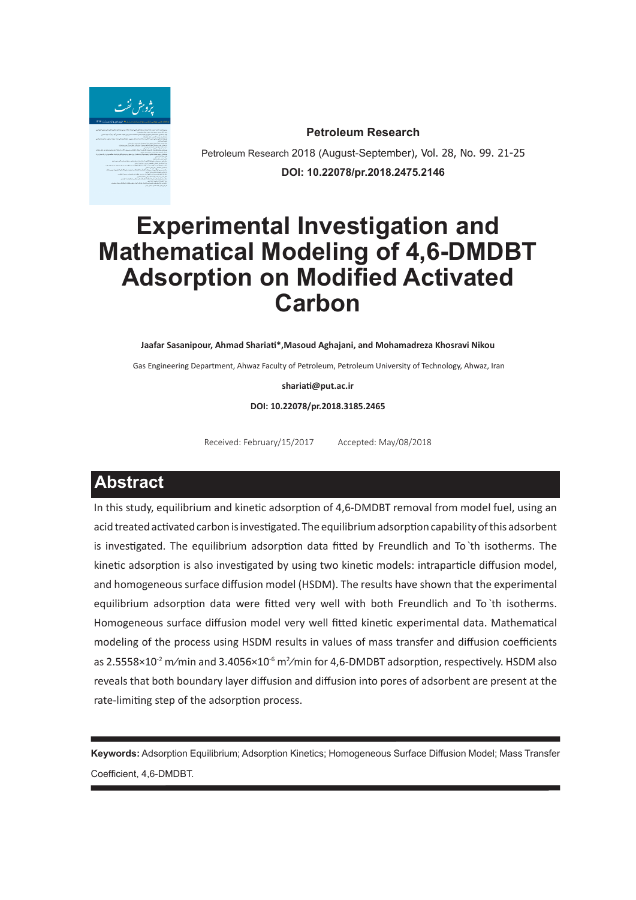**Petroleum Research**

Petroleum Research 2018 (August-September), Vol. 28, No. 99. 21-25

**DOI: 10.22078/pr.2018.2475.2146**

# Experimental Investigation and Mathematical Modeling of 4,6-DMDBT Adsorption on Modified Activated Carbon

**Jaafar Sasanipour, Ahmad Shariati*, Masoud Aghajani, and Mohamadreza Khosravi Nikou**

Gas Engineering Department, Ahwaz Faculty of Petroleum, Petroleum University of Technology, Ahwaz, Iran

**shariati@put.ac.ir**

**DOI: 10.22078/pr.2018.3185.2465**

Received: February/15/2017 Accepted: May/08/2018

## Abstract

In this study, equilibrium and kinetic adsorption of 4,6-DMDBT removal from model fuel, using an acid treated activated carbon is investigated. The equilibrium adsorption capability of this adsorbent is investigated. The equilibrium adsorption data fitted by Freundlich and To`th isotherms. The kinetic adsorption is also investigated by using two kinetic models: intraparticle diffusion model, and homogeneous surface diffusion model (HSDM). The results have shown that the experimental equilibrium adsorption data were fitted very well with both Freundlich and To`th isotherms. Homogeneous surface diffusion model very well fitted kinetic experimental data. Mathematical modeling of the process using HSDM results in values of mass transfer and diffusion coefficients as $2.5558\times10^{-2}$ m/min and $3.4056\times10^{-6}$ $m^2$/min for 4,6-DMDBT adsorption, respectively. HSDM also reveals that both boundary layer diffusion and diffusion into pores of adsorbent are present at the rate-limiting step of the adsorption process.

**Keywords:** Adsorption Equilibrium; Adsorption Kinetics; Homogeneous Surface Diffusion Model; Mass Transfer Coefficient, 4,6-DMDBT.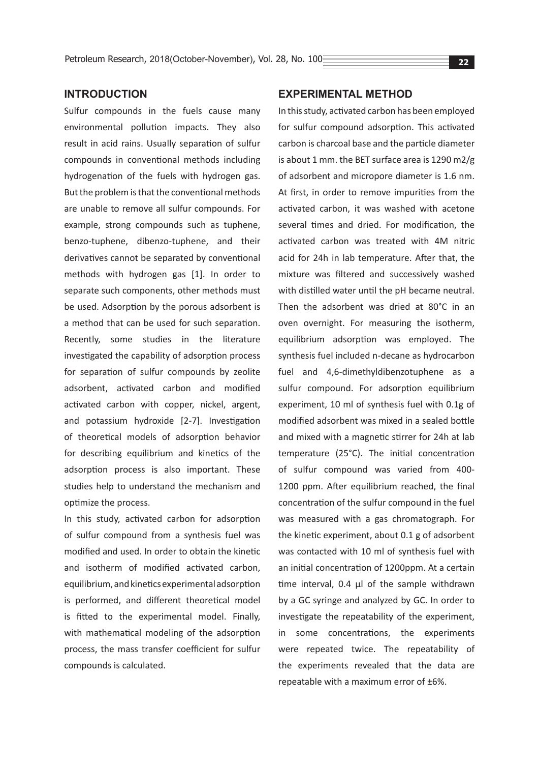## INTRODUCTION

Sulfur compounds in the fuels cause many environmental pollution impacts. They also result in acid rains. Usually separation of sulfur compounds in conventional methods including hydrogenation of the fuels with hydrogen gas. But the problem is that the conventional methods are unable to remove all sulfur compounds. For example, strong compounds such as tuphene, benzo-tuphene, dibenzo-tuphene, and their derivatives cannot be separated by conventional methods with hydrogen gas [1]. In order to separate such components, other methods must be used. Adsorption by the porous adsorbent is a method that can be used for such separation. Recently, some studies in the literature investigated the capability of adsorption process for separation of sulfur compounds by zeolite adsorbent, activated carbon and modified activated carbon with copper, nickel, argent, and potassium hydroxide [2-7]. Investigation of theoretical models of adsorption behavior for describing equilibrium and kinetics of the adsorption process is also important. These studies help to understand the mechanism and optimize the process.

In this study, activated carbon for adsorption of sulfur compound from a synthesis fuel was modified and used. In order to obtain the kinetic and isotherm of modified activated carbon, equilibrium, and kinetics experimental adsorption is performed, and different theoretical model is fitted to the experimental model. Finally, with mathematical modeling of the adsorption process, the mass transfer coefficient for sulfur compounds is calculated.

## EXPERIMENTAL METHOD

In this study, activated carbon has been employed for sulfur compound adsorption. This activated carbon is charcoal base and the particle diameter is about 1 mm. the BET surface area is 1290 m2/g of adsorbent and micropore diameter is 1.6 nm. At first, in order to remove impurities from the activated carbon, it was washed with acetone several times and dried. For modification, the activated carbon was treated with 4M nitric acid for 24h in lab temperature. After that, the mixture was filtered and successively washed with distilled water until the pH became neutral. Then the adsorbent was dried at 80°C in an oven overnight. For measuring the isotherm, equilibrium adsorption was employed. The synthesis fuel included n-decane as hydrocarbon fuel and 4,6-dimethyldibenzotuphene as a sulfur compound. For adsorption equilibrium experiment, 10 ml of synthesis fuel with 0.1g of modified adsorbent was mixed in a sealed bottle and mixed with a magnetic stirrer for 24h at lab temperature (25°C). The initial concentration of sulfur compound was varied from 400-1200 ppm. After equilibrium reached, the final concentration of the sulfur compound in the fuel was measured with a gas chromatograph. For the kinetic experiment, about 0.1 g of adsorbent was contacted with 10 ml of synthesis fuel with an initial concentration of 1200ppm. At a certain time interval, 0.4 µl of the sample withdrawn by a GC syringe and analyzed by GC. In order to investigate the repeatability of the experiment, in some concentrations, the experiments were repeated twice. The repeatability of the experiments revealed that the data are repeatable with a maximum error of ±6%.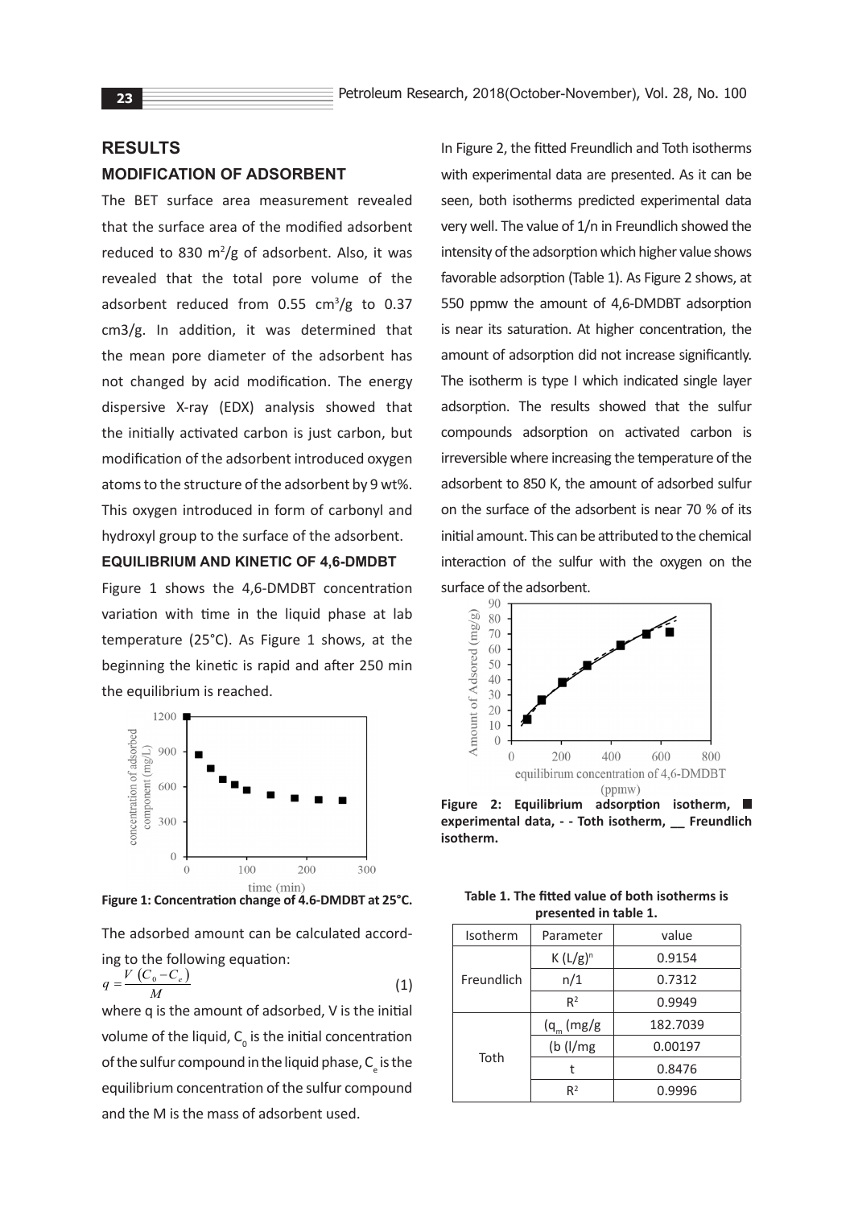## RESULTS

### MODIFICATION OF ADSORBENT

The BET surface area measurement revealed that the surface area of the modified adsorbent reduced to 830 $m^2/g$ of adsorbent. Also, it was revealed that the total pore volume of the adsorbent reduced from 0.55 $cm^3/g$ to 0.37 cm3/g. In addition, it was determined that the mean pore diameter of the adsorbent has not changed by acid modification. The energy dispersive X-ray (EDX) analysis showed that the initially activated carbon is just carbon, but modification of the adsorbent introduced oxygen atoms to the structure of the adsorbent by 9 wt%. This oxygen introduced in form of carbonyl and hydroxyl group to the surface of the adsorbent.

### EQUILIBRIUM AND KINETIC OF 4,6-DMDBT

Figure 1 shows the 4,6-DMDBT concentration variation with time in the liquid phase at lab temperature (25°C). As Figure 1 shows, at the beginning the kinetic is rapid and after 250 min the equilibrium is reached.

**Figure 1: Concentration change of 4.6-DMDBT at 25°C.**

The adsorbed amount can be calculated according to the following equation:

$$q = \frac{V\left(C_0 - C_e\right)}{M} \quad (1)$$

where q is the amount of adsorbed, V is the initial volume of the liquid, $C_0$ is the initial concentration of the sulfur compound in the liquid phase, $C_e$ is the equilibrium concentration of the sulfur compound and the M is the mass of adsorbent used.

In Figure 2, the fitted Freundlich and Toth isotherms with experimental data are presented. As it can be seen, both isotherms predicted experimental data very well. The value of 1/n in Freundlich showed the intensity of the adsorption which higher value shows favorable adsorption (Table 1). As Figure 2 shows, at 550 ppmw the amount of 4,6-DMDBT adsorption is near its saturation. At higher concentration, the amount of adsorption did not increase significantly. The isotherm is type I which indicated single layer adsorption. The results showed that the sulfur compounds adsorption on activated carbon is irreversible where increasing the temperature of the adsorbent to 850 K, the amount of adsorbed sulfur on the surface of the adsorbent is near 70 % of its initial amount. This can be attributed to the chemical interaction of the sulfur with the oxygen on the surface of the adsorbent.

**Figure 2: Equilibrium adsorption isotherm, ■ experimental data, - - Toth isotherm, __ Freundlich isotherm.**

**Table 1. The fitted value of both isotherms is presented in table 1.**

| Isotherm | Parameter | value |
|---|---|---|
| Freundlich | K $(L/g)^n$ | 0.9154 |
| | n/1 | 0.7312 |
| | $R^2$ | 0.9949 |
| Toth | ($q_m$ (mg/g | 182.7039 |
| | (b (l/mg | 0.00197 |
| | t | 0.8476 |
| | $R^2$ | 0.9996 |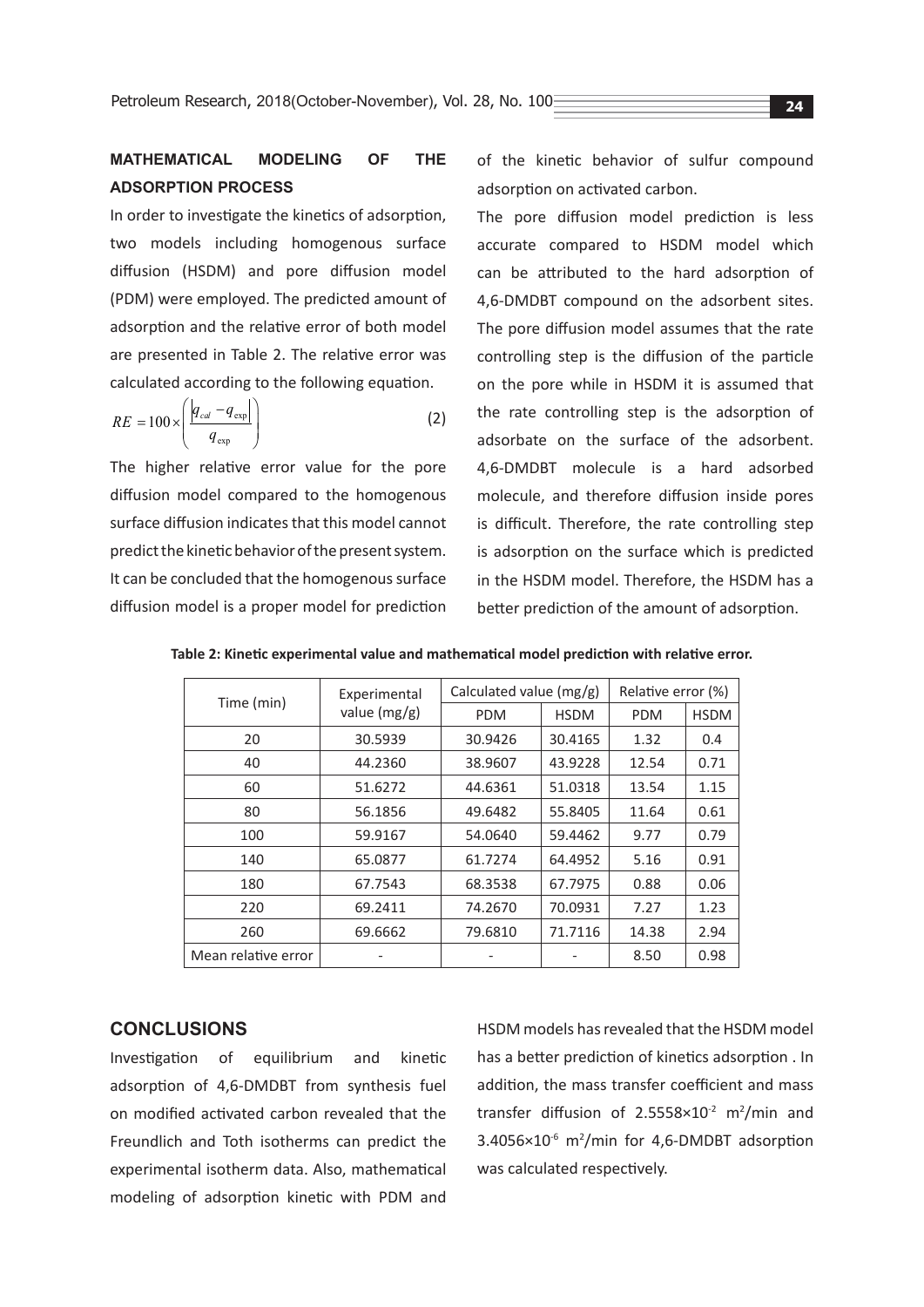## MATHEMATICAL MODELING OF THE ADSORPTION PROCESS

In order to investigate the kinetics of adsorption, two models including homogenous surface diffusion (HSDM) and pore diffusion model (PDM) were employed. The predicted amount of adsorption and the relative error of both model are presented in Table 2. The relative error was calculated according to the following equation.

$$RE = 100 \times \left( \frac{|q_{cal} - q_{exp}|}{q_{exp}} \right) \tag{2}$$

The higher relative error value for the pore diffusion model compared to the homogenous surface diffusion indicates that this model cannot predict the kinetic behavior of the present system. It can be concluded that the homogenous surface diffusion model is a proper model for prediction of the kinetic behavior of sulfur compound adsorption on activated carbon.

The pore diffusion model prediction is less accurate compared to HSDM model which can be attributed to the hard adsorption of 4,6-DMDBT compound on the adsorbent sites. The pore diffusion model assumes that the rate controlling step is the diffusion of the particle on the pore while in HSDM it is assumed that the rate controlling step is the adsorption of adsorbate on the surface of the adsorbent. 4,6-DMDBT molecule is a hard adsorbed molecule, and therefore diffusion inside pores is difficult. Therefore, the rate controlling step is adsorption on the surface which is predicted in the HSDM model. Therefore, the HSDM has a better prediction of the amount of adsorption.

**Table 2: Kinetic experimental value and mathematical model prediction with relative error.**

| Time (min) | Experimental value (mg/g) | Calculated value (mg/g) | | Relative error (%) | |
|---|---|---|---|---|---|
| | | PDM | HSDM | PDM | HSDM |
| 20 | 30.5939 | 30.9426 | 30.4165 | 1.32 | 0.4 |
| 40 | 44.2360 | 38.9607 | 43.9228 | 12.54 | 0.71 |
| 60 | 51.6272 | 44.6361 | 51.0318 | 13.54 | 1.15 |
| 80 | 56.1856 | 49.6482 | 55.8405 | 11.64 | 0.61 |
| 100 | 59.9167 | 54.0640 | 59.4462 | 9.77 | 0.79 |
| 140 | 65.0877 | 61.7274 | 64.4952 | 5.16 | 0.91 |
| 180 | 67.7543 | 68.3538 | 67.7975 | 0.88 | 0.06 |
| 220 | 69.2411 | 74.2670 | 70.0931 | 7.27 | 1.23 |
| 260 | 69.6662 | 79.6810 | 71.7116 | 14.38 | 2.94 |
| Mean relative error | - | - | - | 8.50 | 0.98 |

## CONCLUSIONS

Investigation of equilibrium and kinetic adsorption of 4,6-DMDBT from synthesis fuel on modified activated carbon revealed that the Freundlich and Toth isotherms can predict the experimental isotherm data. Also, mathematical modeling of adsorption kinetic with PDM and HSDM models has revealed that the HSDM model has a better prediction of kinetics adsorption . In addition, the mass transfer coefficient and mass transfer diffusion of $2.5558\times10^{-2}$ $m^2$/min and $3.4056\times10^{-6}$ $m^2$/min for 4,6-DMDBT adsorption was calculated respectively.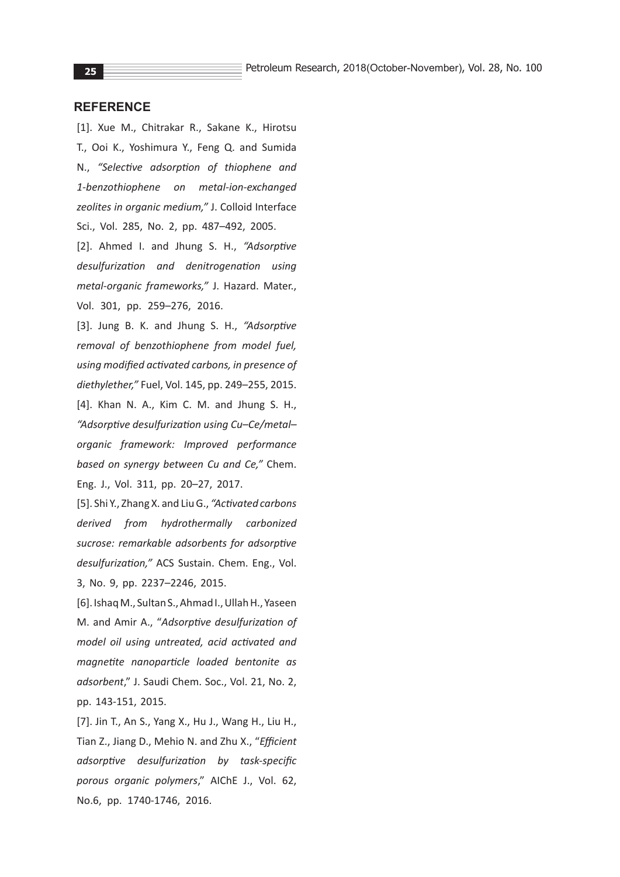## REFERENCE

[1]. Xue M., Chitrakar R., Sakane K., Hirotsu T., Ooi K., Yoshimura Y., Feng Q. and Sumida N., *"Selective adsorption of thiophene and 1-benzothiophene on metal-ion-exchanged zeolites in organic medium,"* J. Colloid Interface Sci., Vol. 285, No. 2, pp. 487–492, 2005.

[2]. Ahmed I. and Jhung S. H., *"Adsorptive desulfurization and denitrogenation using metal-organic frameworks,"* J. Hazard. Mater., Vol. 301, pp. 259–276, 2016.

[3]. Jung B. K. and Jhung S. H., *"Adsorptive removal of benzothiophene from model fuel, using modified activated carbons, in presence of diethylether,"* Fuel, Vol. 145, pp. 249–255, 2015.

[4]. Khan N. A., Kim C. M. and Jhung S. H., *"Adsorptive desulfurization using Cu–Ce/metal–organic framework: Improved performance based on synergy between Cu and Ce,"* Chem. Eng. J., Vol. 311, pp. 20–27, 2017.

[5]. Shi Y., Zhang X. and Liu G., *"Activated carbons derived from hydrothermally carbonized sucrose: remarkable adsorbents for adsorptive desulfurization,"* ACS Sustain. Chem. Eng., Vol. 3, No. 9, pp. 2237–2246, 2015.

[6]. Ishaq M., Sultan S., Ahmad I., Ullah H., Yaseen M. and Amir A., "*Adsorptive desulfurization of model oil using untreated, acid activated and magnetite nanoparticle loaded bentonite as adsorbent*," J. Saudi Chem. Soc., Vol. 21, No. 2, pp. 143-151, 2015.

[7]. Jin T., An S., Yang X., Hu J., Wang H., Liu H., Tian Z., Jiang D., Mehio N. and Zhu X., "*Efficient adsorptive desulfurization by task-specific porous organic polymers*," AIChE J., Vol. 62, No.6, pp. 1740-1746, 2016.